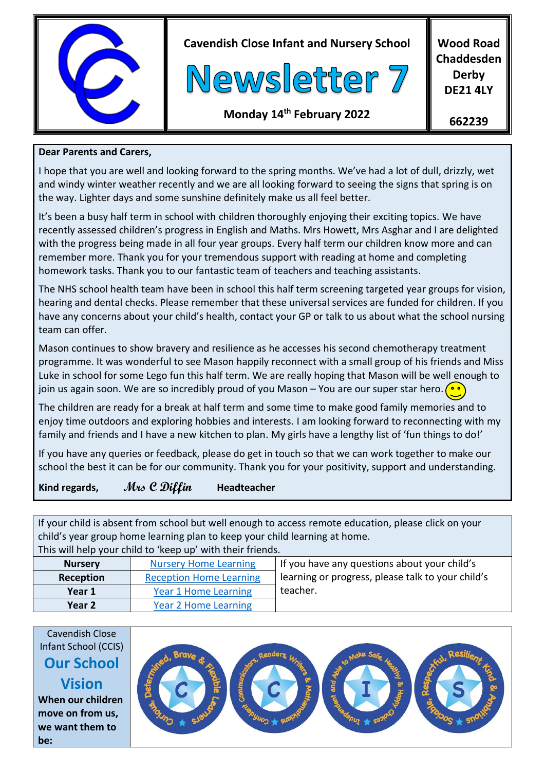**Cavendish Close Infant and Nursery School**

# Newsletter 7

**Monday 14th February 2022**

**Wood Road**
**Chaddesden**
**Derby**
**DE21 4LY**

**662239**

**Dear Parents and Carers,**

I hope that you are well and looking forward to the spring months. We've had a lot of dull, drizzly, wet and windy winter weather recently and we are all looking forward to seeing the signs that spring is on the way. Lighter days and some sunshine definitely make us all feel better.

It's been a busy half term in school with children thoroughly enjoying their exciting topics. We have recently assessed children's progress in English and Maths. Mrs Howett, Mrs Asghar and I are delighted with the progress being made in all four year groups. Every half term our children know more and can remember more. Thank you for your tremendous support with reading at home and completing homework tasks. Thank you to our fantastic team of teachers and teaching assistants.

The NHS school health team have been in school this half term screening targeted year groups for vision, hearing and dental checks. Please remember that these universal services are funded for children. If you have any concerns about your child's health, contact your GP or talk to us about what the school nursing team can offer.

Mason continues to show bravery and resilience as he accesses his second chemotherapy treatment programme. It was wonderful to see Mason happily reconnect with a small group of his friends and Miss Luke in school for some Lego fun this half term. We are really hoping that Mason will be well enough to join us again soon. We are so incredibly proud of you Mason – You are our super star hero. 🙂

The children are ready for a break at half term and some time to make good family memories and to enjoy time outdoors and exploring hobbies and interests. I am looking forward to reconnecting with my family and friends and I have a new kitchen to plan. My girls have a lengthy list of 'fun things to do!'

If you have any queries or feedback, please do get in touch so that we can work together to make our school the best it can be for our community. Thank you for your positivity, support and understanding.

**Kind regards,** *Mrs C Diffin* **Headteacher**

If your child is absent from school but well enough to access remote education, please click on your child's year group home learning plan to keep your child learning at home.
This will help your child to 'keep up' with their friends.

| | | |
|---|---|---|
| **Nursery** | Nursery Home Learning | If you have any questions about your child's learning or progress, please talk to your child's teacher. |
| **Reception** | Reception Home Learning | |
| **Year 1** | Year 1 Home Learning | |
| **Year 2** | Year 2 Home Learning | |

Cavendish Close Infant School (CCIS)

## Our School Vision

**When our children move on from us, we want them to be:**

- **C** – Curious, Determined, Brave & Flexible Learners
- **C** – Communicators, Readers, Writers & Mathematicians ★ Confident
- **I** – Independent and Able to Make Safe, Healthy & Happy Choices
- **S** – Respectful, Resilient, Kind & Ambitious ★ Sociable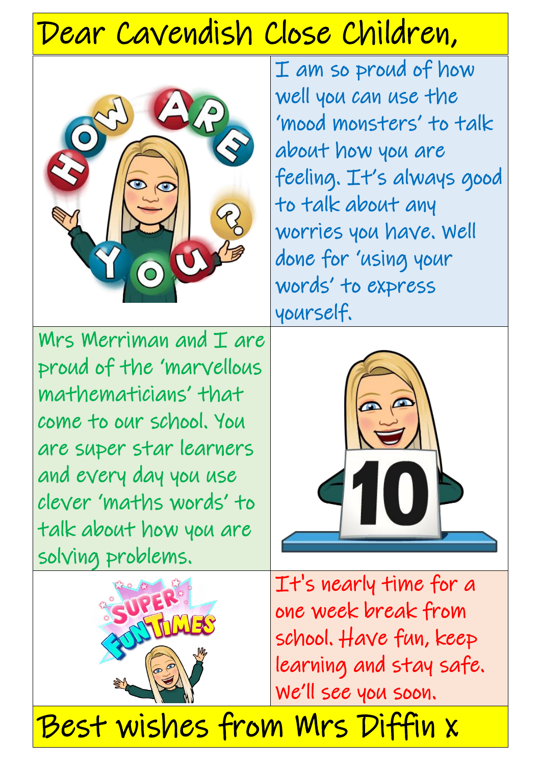# Dear Cavendish Close Children,

I am so proud of how well you can use the 'mood monsters' to talk about how you are feeling. It's always good to talk about any worries you have. Well done for 'using your words' to express yourself.

Mrs Merriman and I are proud of the 'marvellous mathematicians' that come to our school. You are super star learners and every day you use clever 'maths words' to talk about how you are solving problems.

It's nearly time for a one week break from school. Have fun, keep learning and stay safe. We'll see you soon.

**Best wishes from Mrs Diffin x**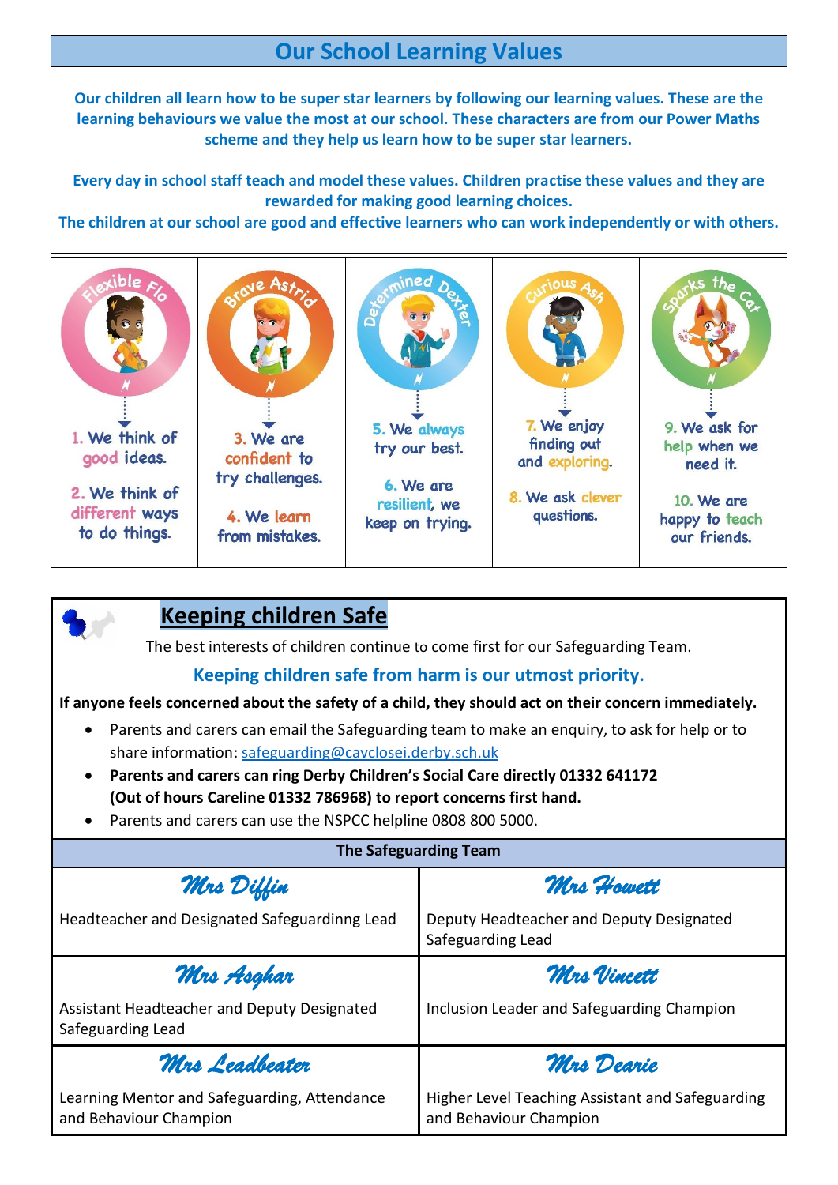## Our School Learning Values

**Our children all learn how to be super star learners by following our learning values. These are the learning behaviours we value the most at our school. These characters are from our Power Maths scheme and they help us learn how to be super star learners.**

**Every day in school staff teach and model these values. Children practise these values and they are rewarded for making good learning choices.**
**The children at our school are good and effective learners who can work independently or with others.**

| Flexible Flo | Brave Astrid | Determined Dexter | Curious Ash | Sparks the Cat |
|---|---|---|---|---|
| 1. We think of good ideas. 2. We think of different ways to do things. | 3. We are confident to try challenges. 4. We learn from mistakes. | 5. We always try our best. 6. We are resilient, we keep on trying. | 7. We enjoy finding out and exploring. 8. We ask clever questions. | 9. We ask for help when we need it. 10. We are happy to teach our friends. |

## Keeping children Safe

The best interests of children continue to come first for our Safeguarding Team.

**Keeping children safe from harm is our utmost priority.**

**If anyone feels concerned about the safety of a child, they should act on their concern immediately.**

- Parents and carers can email the Safeguarding team to make an enquiry, to ask for help or to share information: safeguarding@cavclosei.derby.sch.uk
- **Parents and carers can ring Derby Children's Social Care directly 01332 641172 (Out of hours Careline 01332 786968) to report concerns first hand.**
- Parents and carers can use the NSPCC helpline 0808 800 5000.

| The Safeguarding Team | |
|---|---|
| *Mrs Diffin* Headteacher and Designated Safeguardinng Lead | *Mrs Howett* Deputy Headteacher and Deputy Designated Safeguarding Lead |
| *Mrs Asghar* Assistant Headteacher and Deputy Designated Safeguarding Lead | *Mrs Vincett* Inclusion Leader and Safeguarding Champion |
| *Mrs Leadbeater* Learning Mentor and Safeguarding, Attendance and Behaviour Champion | *Mrs Dearie* Higher Level Teaching Assistant and Safeguarding and Behaviour Champion |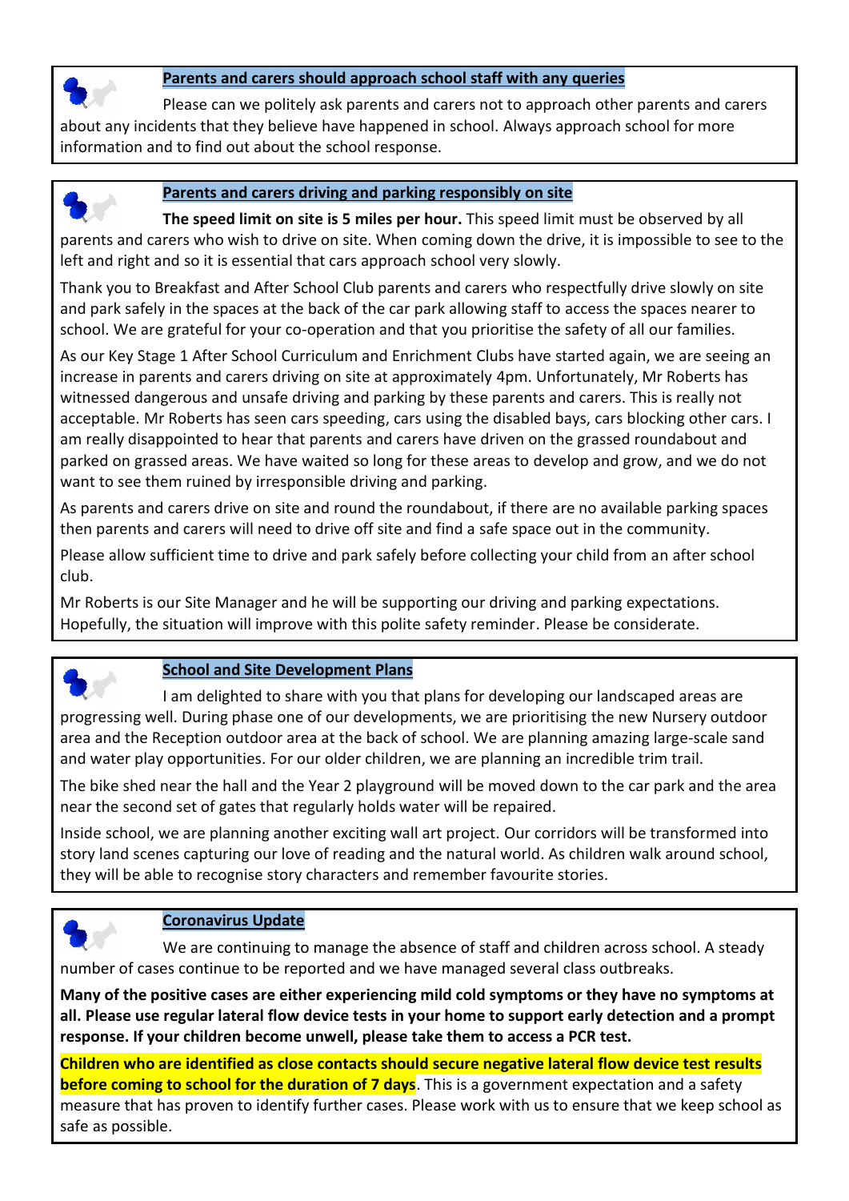## Parents and carers should approach school staff with any queries

Please can we politely ask parents and carers not to approach other parents and carers about any incidents that they believe have happened in school. Always approach school for more information and to find out about the school response.

## Parents and carers driving and parking responsibly on site

**The speed limit on site is 5 miles per hour.** This speed limit must be observed by all parents and carers who wish to drive on site. When coming down the drive, it is impossible to see to the left and right and so it is essential that cars approach school very slowly.

Thank you to Breakfast and After School Club parents and carers who respectfully drive slowly on site and park safely in the spaces at the back of the car park allowing staff to access the spaces nearer to school. We are grateful for your co-operation and that you prioritise the safety of all our families.

As our Key Stage 1 After School Curriculum and Enrichment Clubs have started again, we are seeing an increase in parents and carers driving on site at approximately 4pm. Unfortunately, Mr Roberts has witnessed dangerous and unsafe driving and parking by these parents and carers. This is really not acceptable. Mr Roberts has seen cars speeding, cars using the disabled bays, cars blocking other cars. I am really disappointed to hear that parents and carers have driven on the grassed roundabout and parked on grassed areas. We have waited so long for these areas to develop and grow, and we do not want to see them ruined by irresponsible driving and parking.

As parents and carers drive on site and round the roundabout, if there are no available parking spaces then parents and carers will need to drive off site and find a safe space out in the community.

Please allow sufficient time to drive and park safely before collecting your child from an after school club.

Mr Roberts is our Site Manager and he will be supporting our driving and parking expectations. Hopefully, the situation will improve with this polite safety reminder. Please be considerate.

## School and Site Development Plans

I am delighted to share with you that plans for developing our landscaped areas are progressing well. During phase one of our developments, we are prioritising the new Nursery outdoor area and the Reception outdoor area at the back of school. We are planning amazing large-scale sand and water play opportunities. For our older children, we are planning an incredible trim trail.

The bike shed near the hall and the Year 2 playground will be moved down to the car park and the area near the second set of gates that regularly holds water will be repaired.

Inside school, we are planning another exciting wall art project. Our corridors will be transformed into story land scenes capturing our love of reading and the natural world. As children walk around school, they will be able to recognise story characters and remember favourite stories.

## Coronavirus Update

We are continuing to manage the absence of staff and children across school. A steady number of cases continue to be reported and we have managed several class outbreaks.

**Many of the positive cases are either experiencing mild cold symptoms or they have no symptoms at all. Please use regular lateral flow device tests in your home to support early detection and a prompt response. If your children become unwell, please take them to access a PCR test.**

**Children who are identified as close contacts should secure negative lateral flow device test results before coming to school for the duration of 7 days**. This is a government expectation and a safety measure that has proven to identify further cases. Please work with us to ensure that we keep school as safe as possible.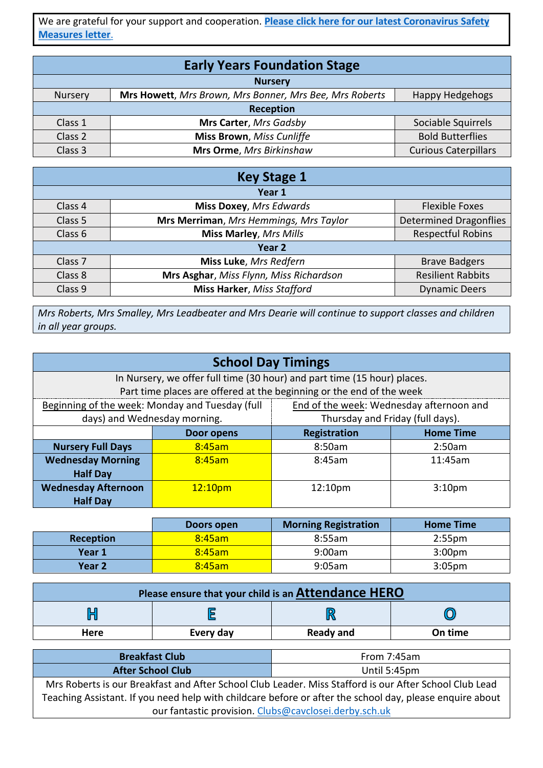We are grateful for your support and cooperation. **Please click here for our latest Coronavirus Safety Measures letter**.

| Early Years Foundation Stage | | |
|---|---|---|
| **Nursery** | | |
| Nursery | **Mrs Howett**, *Mrs Brown, Mrs Bonner, Mrs Bee, Mrs Roberts* | Happy Hedgehogs |
| **Reception** | | |
| Class 1 | **Mrs Carter**, *Mrs Gadsby* | Sociable Squirrels |
| Class 2 | **Miss Brown**, *Miss Cunliffe* | Bold Butterflies |
| Class 3 | **Mrs Orme**, *Mrs Birkinshaw* | Curious Caterpillars |

| Key Stage 1 | | |
|---|---|---|
| **Year 1** | | |
| Class 4 | **Miss Doxey**, *Mrs Edwards* | Flexible Foxes |
| Class 5 | **Mrs Merriman**, *Mrs Hemmings, Mrs Taylor* | Determined Dragonflies |
| Class 6 | **Miss Marley**, *Mrs Mills* | Respectful Robins |
| **Year 2** | | |
| Class 7 | **Miss Luke**, *Mrs Redfern* | Brave Badgers |
| Class 8 | **Mrs Asghar**, *Miss Flynn, Miss Richardson* | Resilient Rabbits |
| Class 9 | **Miss Harker**, *Miss Stafford* | Dynamic Deers |

*Mrs Roberts, Mrs Smalley, Mrs Leadbeater and Mrs Dearie will continue to support classes and children in all year groups.*

## School Day Timings

In Nursery, we offer full time (30 hour) and part time (15 hour) places.
Part time places are offered at the beginning or the end of the week

Beginning of the week: Monday and Tuesday (full days) and Wednesday morning.

End of the week: Wednesday afternoon and Thursday and Friday (full days).

| | Door opens | Registration | Home Time |
|---|---|---|---|
| **Nursery Full Days** | 8:45am | 8:50am | 2:50am |
| **Wednesday Morning Half Day** | 8:45am | 8:45am | 11:45am |
| **Wednesday Afternoon Half Day** | 12:10pm | 12:10pm | 3:10pm |

| | Doors open | Morning Registration | Home Time |
|---|---|---|---|
| **Reception** | 8:45am | 8:55am | 2:55pm |
| **Year 1** | 8:45am | 9:00am | 3:00pm |
| **Year 2** | 8:45am | 9:05am | 3:05pm |

**Please ensure that your child is an Attendance HERO**

| H | E | R | O |
|---|---|---|---|
| **Here** | **Every day** | **Ready and** | **On time** |

| **Breakfast Club** | From 7:45am |
|---|---|
| **After School Club** | Until 5:45pm |

Mrs Roberts is our Breakfast and After School Club Leader. Miss Stafford is our After School Club Lead Teaching Assistant. If you need help with childcare before or after the school day, please enquire about our fantastic provision. Clubs@cavclosei.derby.sch.uk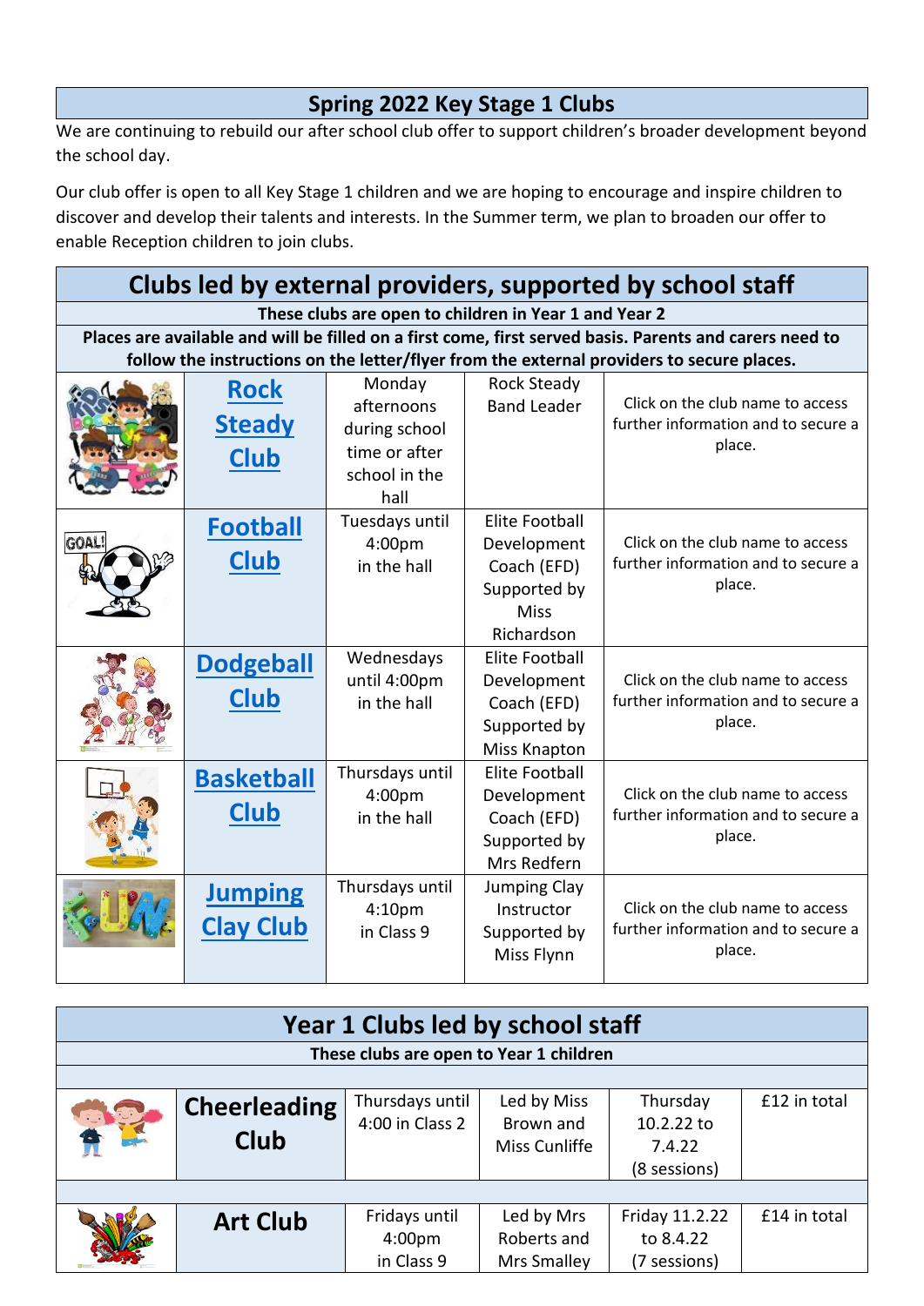## Spring 2022 Key Stage 1 Clubs

We are continuing to rebuild our after school club offer to support children's broader development beyond the school day.

Our club offer is open to all Key Stage 1 children and we are hoping to encourage and inspire children to discover and develop their talents and interests. In the Summer term, we plan to broaden our offer to enable Reception children to join clubs.

## Clubs led by external providers, supported by school staff

**These clubs are open to children in Year 1 and Year 2**

**Places are available and will be filled on a first come, first served basis. Parents and carers need to follow the instructions on the letter/flyer from the external providers to secure places.**

| | Club | When / Where | Led by | Information |
|---|---|---|---|---|
| | **Rock Steady Club** | Monday afternoons during school time or after school in the hall | Rock Steady Band Leader | Click on the club name to access further information and to secure a place. |
| | **Football Club** | Tuesdays until 4:00pm in the hall | Elite Football Development Coach (EFD) Supported by Miss Richardson | Click on the club name to access further information and to secure a place. |
| | **Dodgeball Club** | Wednesdays until 4:00pm in the hall | Elite Football Development Coach (EFD) Supported by Miss Knapton | Click on the club name to access further information and to secure a place. |
| | **Basketball Club** | Thursdays until 4:00pm in the hall | Elite Football Development Coach (EFD) Supported by Mrs Redfern | Click on the club name to access further information and to secure a place. |
| | **Jumping Clay Club** | Thursdays until 4:10pm in Class 9 | Jumping Clay Instructor Supported by Miss Flynn | Click on the club name to access further information and to secure a place. |

## Year 1 Clubs led by school staff

**These clubs are open to Year 1 children**

| | Club | When / Where | Led by | Dates | Cost |
|---|---|---|---|---|---|
| | **Cheerleading Club** | Thursdays until 4:00 in Class 2 | Led by Miss Brown and Miss Cunliffe | Thursday 10.2.22 to 7.4.22 (8 sessions) | £12 in total |
| | **Art Club** | Fridays until 4:00pm in Class 9 | Led by Mrs Roberts and Mrs Smalley | Friday 11.2.22 to 8.4.22 (7 sessions) | £14 in total |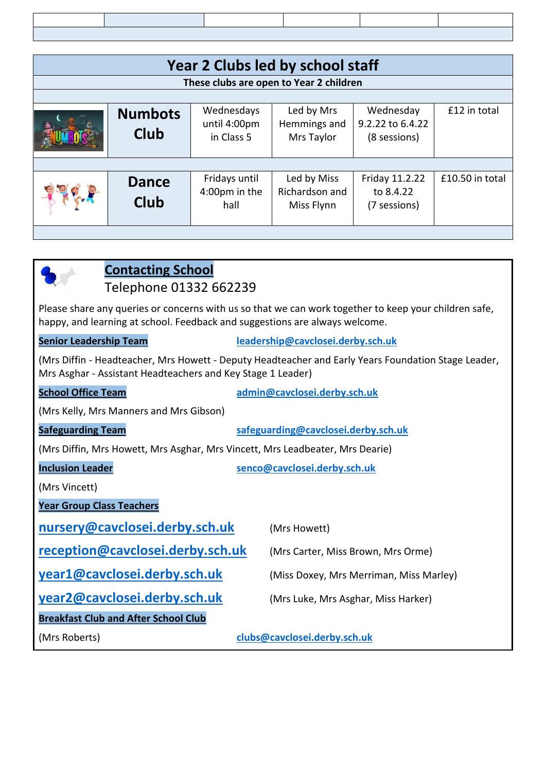## Year 2 Clubs led by school staff

**These clubs are open to Year 2 children**

| | Club | When | Led by | Dates | Cost |
|---|---|---|---|---|---|
| | **Numbots Club** | Wednesdays until 4:00pm in Class 5 | Led by Mrs Hemmings and Mrs Taylor | Wednesday 9.2.22 to 6.4.22 (8 sessions) | £12 in total |
| | **Dance Club** | Fridays until 4:00pm in the hall | Led by Miss Richardson and Miss Flynn | Friday 11.2.22 to 8.4.22 (7 sessions) | £10.50 in total |

## Contacting School

Telephone 01332 662239

Please share any queries or concerns with us so that we can work together to keep your children safe, happy, and learning at school. Feedback and suggestions are always welcome.

**Senior Leadership Team** leadership@cavclosei.derby.sch.uk

(Mrs Diffin - Headteacher, Mrs Howett - Deputy Headteacher and Early Years Foundation Stage Leader, Mrs Asghar - Assistant Headteachers and Key Stage 1 Leader)

**School Office Team** admin@cavclosei.derby.sch.uk

(Mrs Kelly, Mrs Manners and Mrs Gibson)

**Safeguarding Team** safeguarding@cavclosei.derby.sch.uk

(Mrs Diffin, Mrs Howett, Mrs Asghar, Mrs Vincett, Mrs Leadbeater, Mrs Dearie)

**Inclusion Leader** senco@cavclosei.derby.sch.uk

(Mrs Vincett)

**Year Group Class Teachers**

nursery@cavclosei.derby.sch.uk (Mrs Howett)

reception@cavclosei.derby.sch.uk (Mrs Carter, Miss Brown, Mrs Orme)

year1@cavclosei.derby.sch.uk (Miss Doxey, Mrs Merriman, Miss Marley)

year2@cavclosei.derby.sch.uk (Mrs Luke, Mrs Asghar, Miss Harker)

**Breakfast Club and After School Club**

(Mrs Roberts) clubs@cavclosei.derby.sch.uk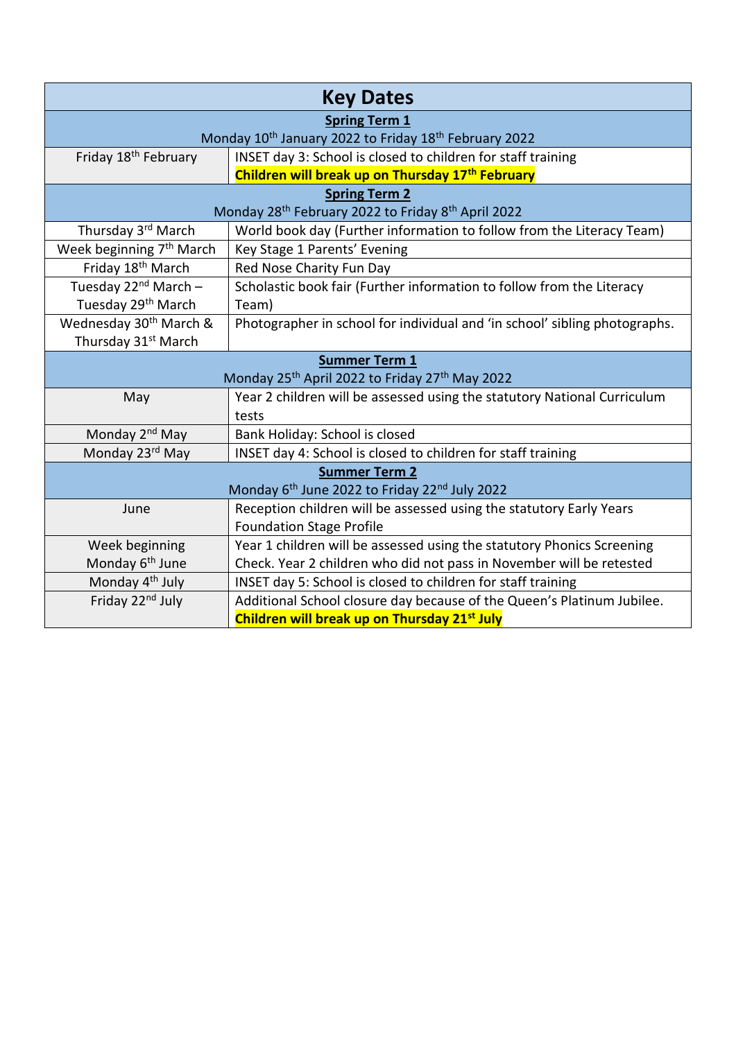| Key Dates | |
|---|---|
| **Spring Term 1**<br>Monday 10th January 2022 to Friday 18th February 2022 | |
| Friday 18th February | INSET day 3: School is closed to children for staff training<br>**Children will break up on Thursday 17th February** |
| **Spring Term 2**<br>Monday 28th February 2022 to Friday 8th April 2022 | |
| Thursday 3rd March | World book day (Further information to follow from the Literacy Team) |
| Week beginning 7th March | Key Stage 1 Parents' Evening |
| Friday 18th March | Red Nose Charity Fun Day |
| Tuesday 22nd March – Tuesday 29th March | Scholastic book fair (Further information to follow from the Literacy Team) |
| Wednesday 30th March & Thursday 31st March | Photographer in school for individual and 'in school' sibling photographs. |
| **Summer Term 1**<br>Monday 25th April 2022 to Friday 27th May 2022 | |
| May | Year 2 children will be assessed using the statutory National Curriculum tests |
| Monday 2nd May | Bank Holiday: School is closed |
| Monday 23rd May | INSET day 4: School is closed to children for staff training |
| **Summer Term 2**<br>Monday 6th June 2022 to Friday 22nd July 2022 | |
| June | Reception children will be assessed using the statutory Early Years Foundation Stage Profile |
| Week beginning Monday 6th June | Year 1 children will be assessed using the statutory Phonics Screening Check. Year 2 children who did not pass in November will be retested |
| Monday 4th July | INSET day 5: School is closed to children for staff training |
| Friday 22nd July | Additional School closure day because of the Queen's Platinum Jubilee.<br>**Children will break up on Thursday 21st July** |